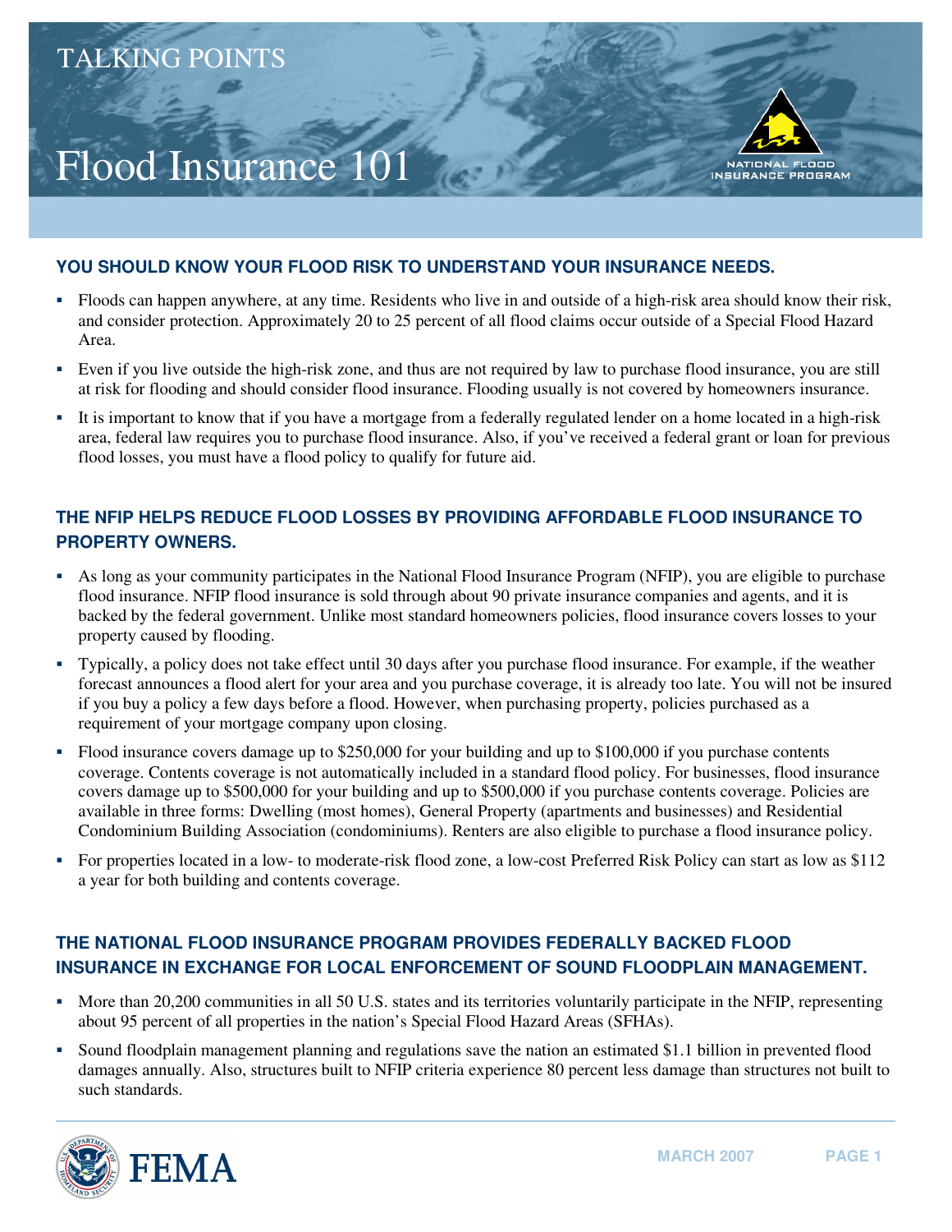TALKING POINTS

# Flood Insurance 101

NATIONAL FLOOD INSURANCE PROGRAM

## YOU SHOULD KNOW YOUR FLOOD RISK TO UNDERSTAND YOUR INSURANCE NEEDS.

- Floods can happen anywhere, at any time. Residents who live in and outside of a high-risk area should know their risk, and consider protection. Approximately 20 to 25 percent of all flood claims occur outside of a Special Flood Hazard Area.
- Even if you live outside the high-risk zone, and thus are not required by law to purchase flood insurance, you are still at risk for flooding and should consider flood insurance. Flooding usually is not covered by homeowners insurance.
- It is important to know that if you have a mortgage from a federally regulated lender on a home located in a high-risk area, federal law requires you to purchase flood insurance. Also, if you've received a federal grant or loan for previous flood losses, you must have a flood policy to qualify for future aid.

## THE NFIP HELPS REDUCE FLOOD LOSSES BY PROVIDING AFFORDABLE FLOOD INSURANCE TO PROPERTY OWNERS.

- As long as your community participates in the National Flood Insurance Program (NFIP), you are eligible to purchase flood insurance. NFIP flood insurance is sold through about 90 private insurance companies and agents, and it is backed by the federal government. Unlike most standard homeowners policies, flood insurance covers losses to your property caused by flooding.
- Typically, a policy does not take effect until 30 days after you purchase flood insurance. For example, if the weather forecast announces a flood alert for your area and you purchase coverage, it is already too late. You will not be insured if you buy a policy a few days before a flood. However, when purchasing property, policies purchased as a requirement of your mortgage company upon closing.
- Flood insurance covers damage up to $250,000 for your building and up to $100,000 if you purchase contents coverage. Contents coverage is not automatically included in a standard flood policy. For businesses, flood insurance covers damage up to $500,000 for your building and up to $500,000 if you purchase contents coverage. Policies are available in three forms: Dwelling (most homes), General Property (apartments and businesses) and Residential Condominium Building Association (condominiums). Renters are also eligible to purchase a flood insurance policy.
- For properties located in a low- to moderate-risk flood zone, a low-cost Preferred Risk Policy can start as low as $112 a year for both building and contents coverage.

## THE NATIONAL FLOOD INSURANCE PROGRAM PROVIDES FEDERALLY BACKED FLOOD INSURANCE IN EXCHANGE FOR LOCAL ENFORCEMENT OF SOUND FLOODPLAIN MANAGEMENT.

- More than 20,200 communities in all 50 U.S. states and its territories voluntarily participate in the NFIP, representing about 95 percent of all properties in the nation's Special Flood Hazard Areas (SFHAs).
- Sound floodplain management planning and regulations save the nation an estimated $1.1 billion in prevented flood damages annually. Also, structures built to NFIP criteria experience 80 percent less damage than structures not built to such standards.

FEMA

MARCH 2007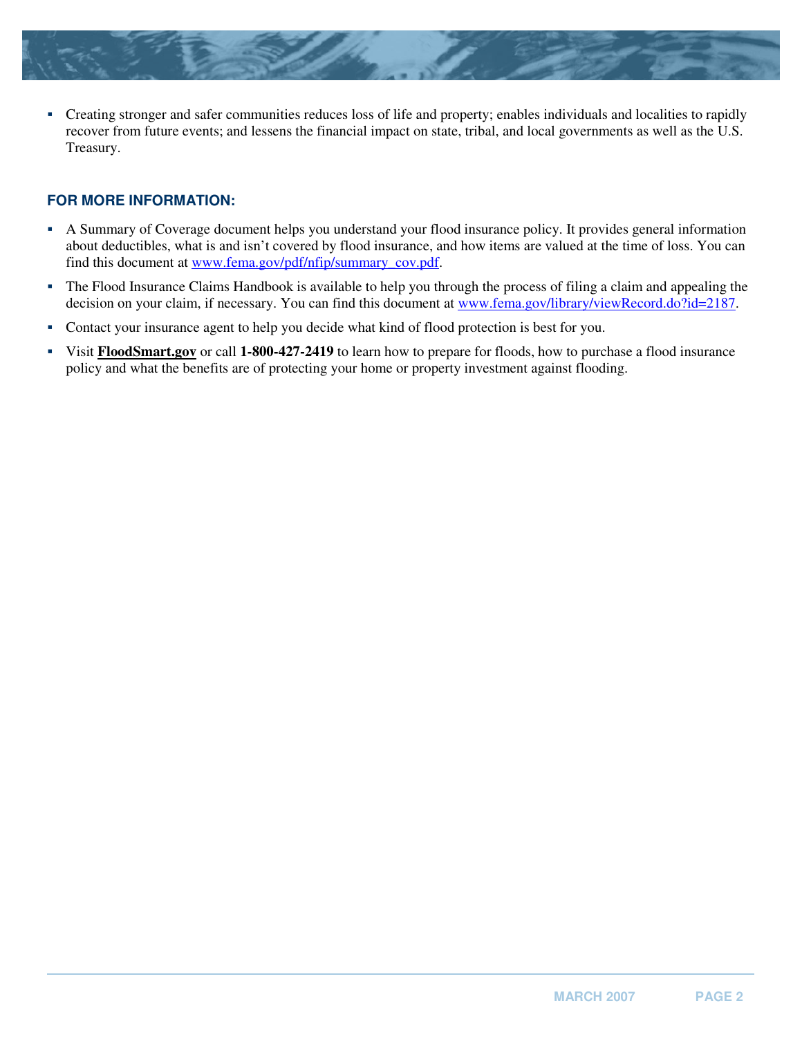- Creating stronger and safer communities reduces loss of life and property; enables individuals and localities to rapidly recover from future events; and lessens the financial impact on state, tribal, and local governments as well as the U.S. Treasury.

### FOR MORE INFORMATION:

- A Summary of Coverage document helps you understand your flood insurance policy. It provides general information about deductibles, what is and isn't covered by flood insurance, and how items are valued at the time of loss. You can find this document at www.fema.gov/pdf/nfip/summary_cov.pdf.
- The Flood Insurance Claims Handbook is available to help you through the process of filing a claim and appealing the decision on your claim, if necessary. You can find this document at www.fema.gov/library/viewRecord.do?id=2187.
- Contact your insurance agent to help you decide what kind of flood protection is best for you.
- Visit **FloodSmart.gov** or call **1-800-427-2419** to learn how to prepare for floods, how to purchase a flood insurance policy and what the benefits are of protecting your home or property investment against flooding.